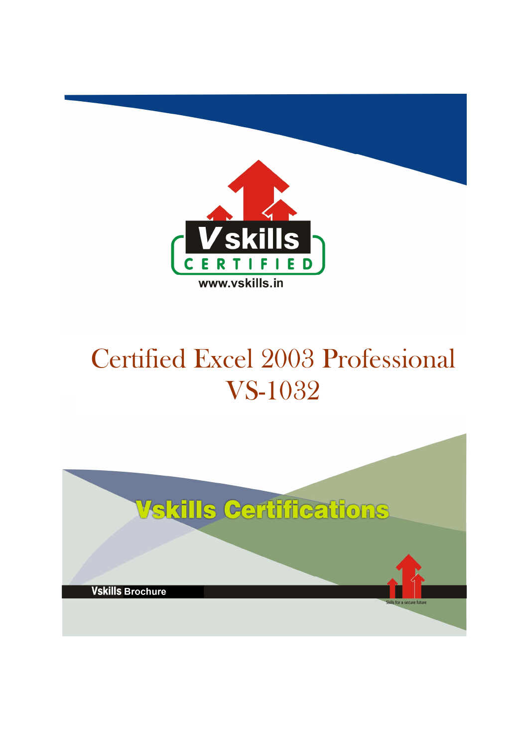V skills

CERTIFIED

www.vskills.in

# Certified Excel 2003 Professional
# VS-1032

Vskills Certifications

Vskills Brochure

Skills for a secure future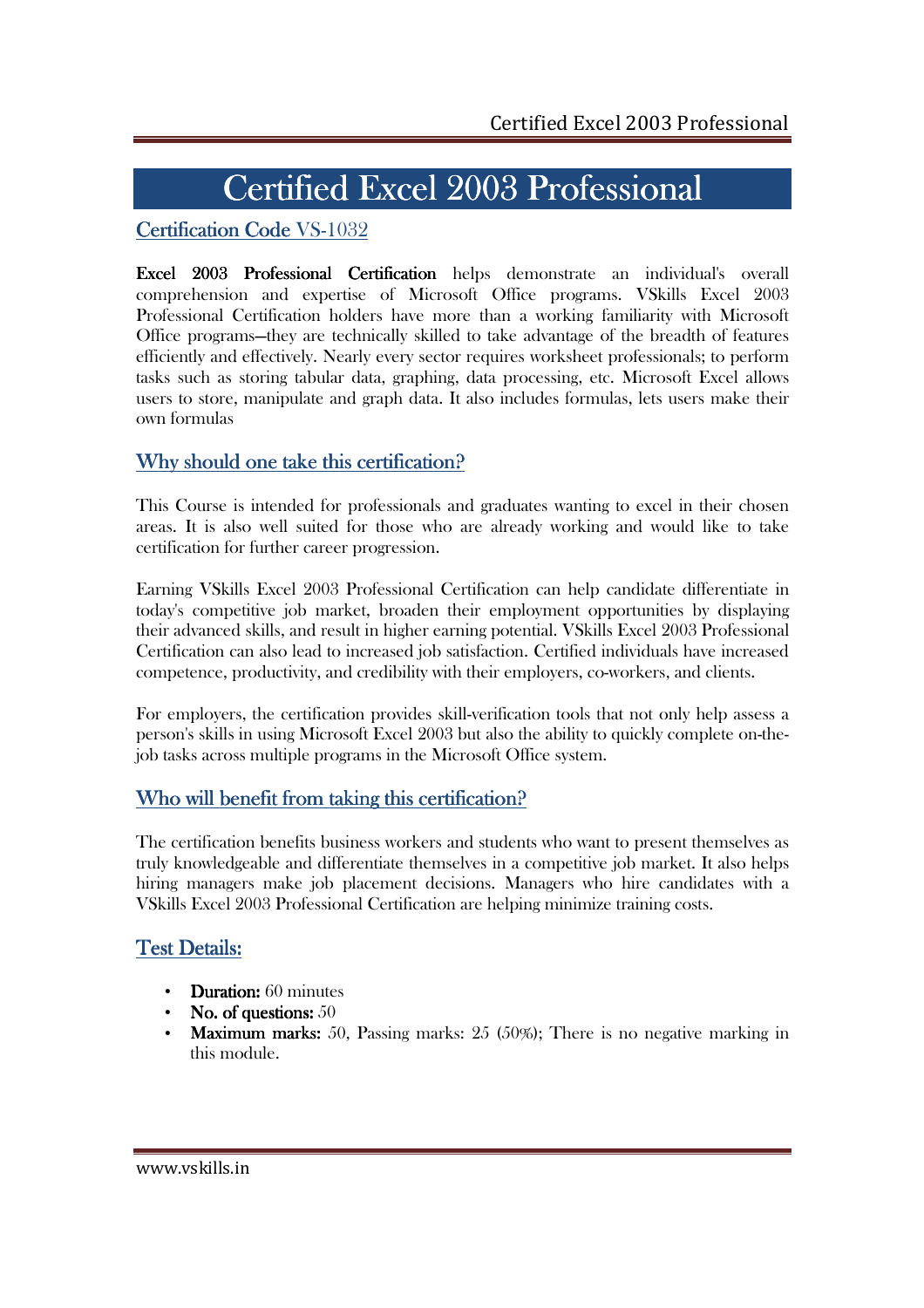# Certified Excel 2003 Professional

## Certification Code VS-1032

**Excel 2003 Professional Certification** helps demonstrate an individual's overall comprehension and expertise of Microsoft Office programs. VSkills Excel 2003 Professional Certification holders have more than a working familiarity with Microsoft Office programs—they are technically skilled to take advantage of the breadth of features efficiently and effectively. Nearly every sector requires worksheet professionals; to perform tasks such as storing tabular data, graphing, data processing, etc. Microsoft Excel allows users to store, manipulate and graph data. It also includes formulas, lets users make their own formulas

## Why should one take this certification?

This Course is intended for professionals and graduates wanting to excel in their chosen areas. It is also well suited for those who are already working and would like to take certification for further career progression.

Earning VSkills Excel 2003 Professional Certification can help candidate differentiate in today's competitive job market, broaden their employment opportunities by displaying their advanced skills, and result in higher earning potential. VSkills Excel 2003 Professional Certification can also lead to increased job satisfaction. Certified individuals have increased competence, productivity, and credibility with their employers, co-workers, and clients.

For employers, the certification provides skill-verification tools that not only help assess a person's skills in using Microsoft Excel 2003 but also the ability to quickly complete on-the-job tasks across multiple programs in the Microsoft Office system.

## Who will benefit from taking this certification?

The certification benefits business workers and students who want to present themselves as truly knowledgeable and differentiate themselves in a competitive job market. It also helps hiring managers make job placement decisions. Managers who hire candidates with a VSkills Excel 2003 Professional Certification are helping minimize training costs.

## Test Details:

- **Duration:** 60 minutes
- **No. of questions:** 50
- **Maximum marks:** 50, Passing marks: 25 (50%); There is no negative marking in this module.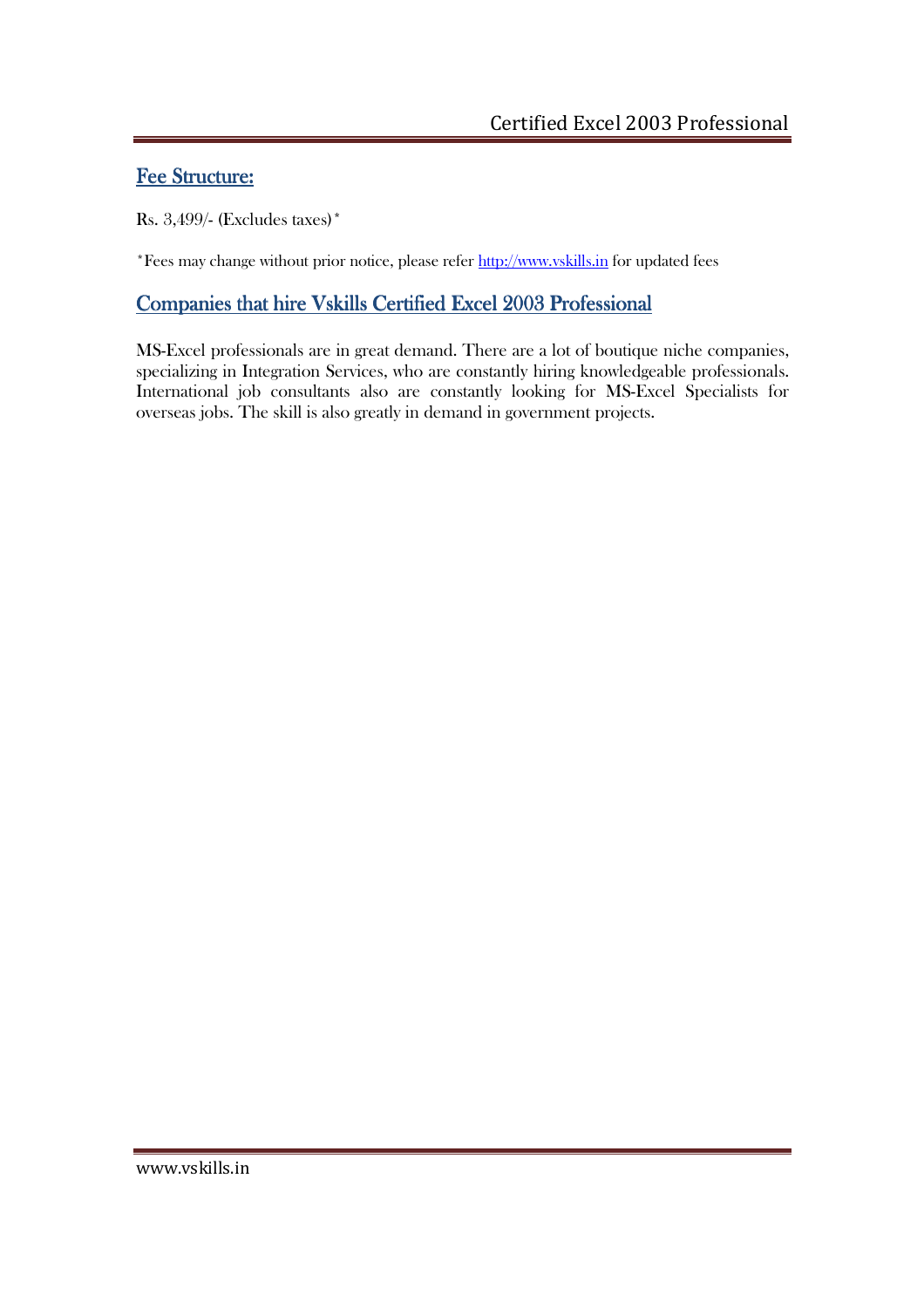## Fee Structure:

Rs. 3,499/- (Excludes taxes)*

*Fees may change without prior notice, please refer http://www.vskills.in for updated fees

## Companies that hire Vskills Certified Excel 2003 Professional

MS-Excel professionals are in great demand. There are a lot of boutique niche companies, specializing in Integration Services, who are constantly hiring knowledgeable professionals. International job consultants also are constantly looking for MS-Excel Specialists for overseas jobs. The skill is also greatly in demand in government projects.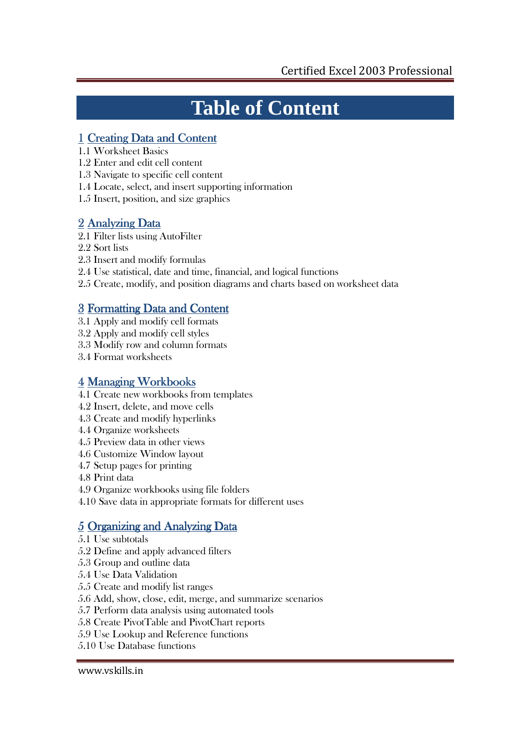# Table of Content

## 1 Creating Data and Content

1.1 Worksheet Basics
1.2 Enter and edit cell content
1.3 Navigate to specific cell content
1.4 Locate, select, and insert supporting information
1.5 Insert, position, and size graphics

## 2 Analyzing Data

2.1 Filter lists using AutoFilter
2.2 Sort lists
2.3 Insert and modify formulas
2.4 Use statistical, date and time, financial, and logical functions
2.5 Create, modify, and position diagrams and charts based on worksheet data

## 3 Formatting Data and Content

3.1 Apply and modify cell formats
3.2 Apply and modify cell styles
3.3 Modify row and column formats
3.4 Format worksheets

## 4 Managing Workbooks

4.1 Create new workbooks from templates
4.2 Insert, delete, and move cells
4.3 Create and modify hyperlinks
4.4 Organize worksheets
4.5 Preview data in other views
4.6 Customize Window layout
4.7 Setup pages for printing
4.8 Print data
4.9 Organize workbooks using file folders
4.10 Save data in appropriate formats for different uses

## 5 Organizing and Analyzing Data

5.1 Use subtotals
5.2 Define and apply advanced filters
5.3 Group and outline data
5.4 Use Data Validation
5.5 Create and modify list ranges
5.6 Add, show, close, edit, merge, and summarize scenarios
5.7 Perform data analysis using automated tools
5.8 Create PivotTable and PivotChart reports
5.9 Use Lookup and Reference functions
5.10 Use Database functions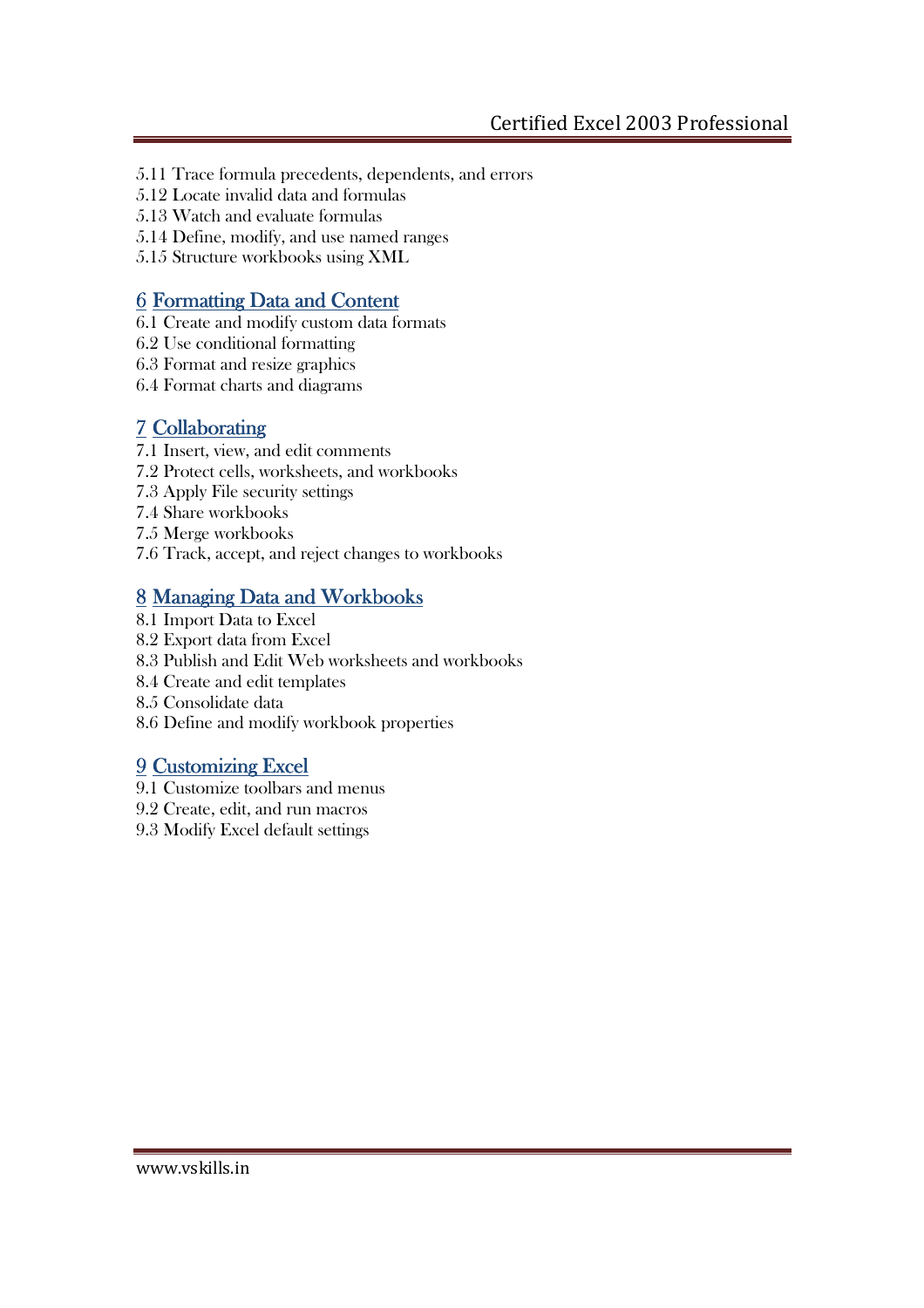5.11 Trace formula precedents, dependents, and errors
5.12 Locate invalid data and formulas
5.13 Watch and evaluate formulas
5.14 Define, modify, and use named ranges
5.15 Structure workbooks using XML

## 6 Formatting Data and Content

6.1 Create and modify custom data formats
6.2 Use conditional formatting
6.3 Format and resize graphics
6.4 Format charts and diagrams

## 7 Collaborating

7.1 Insert, view, and edit comments
7.2 Protect cells, worksheets, and workbooks
7.3 Apply File security settings
7.4 Share workbooks
7.5 Merge workbooks
7.6 Track, accept, and reject changes to workbooks

## 8 Managing Data and Workbooks

8.1 Import Data to Excel
8.2 Export data from Excel
8.3 Publish and Edit Web worksheets and workbooks
8.4 Create and edit templates
8.5 Consolidate data
8.6 Define and modify workbook properties

## 9 Customizing Excel

9.1 Customize toolbars and menus
9.2 Create, edit, and run macros
9.3 Modify Excel default settings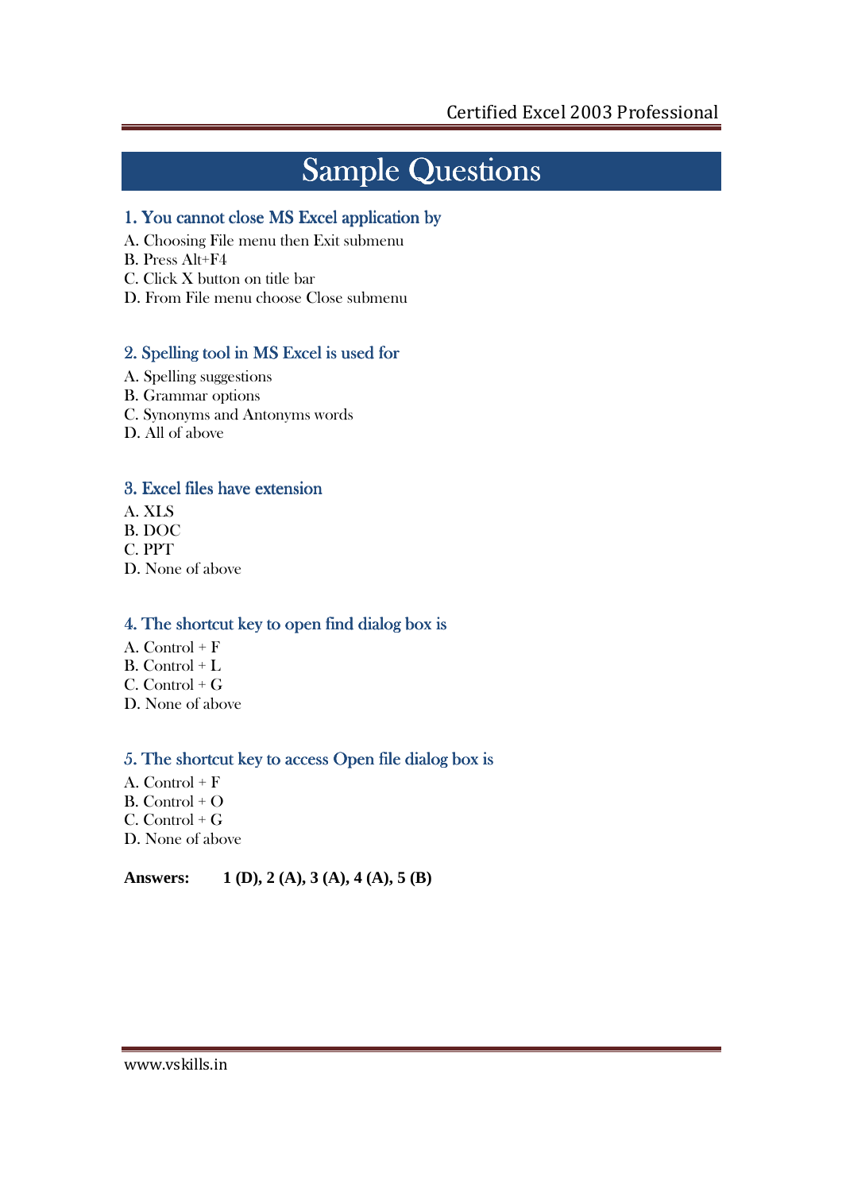# Sample Questions

### 1. You cannot close MS Excel application by

A. Choosing File menu then Exit submenu
B. Press Alt+F4
C. Click X button on title bar
D. From File menu choose Close submenu

### 2. Spelling tool in MS Excel is used for

A. Spelling suggestions
B. Grammar options
C. Synonyms and Antonyms words
D. All of above

### 3. Excel files have extension

A. XLS
B. DOC
C. PPT
D. None of above

### 4. The shortcut key to open find dialog box is

A. Control + F
B. Control + L
C. Control + G
D. None of above

### 5. The shortcut key to access Open file dialog box is

A. Control + F
B. Control + O
C. Control + G
D. None of above

**Answers:** **1 (D), 2 (A), 3 (A), 4 (A), 5 (B)**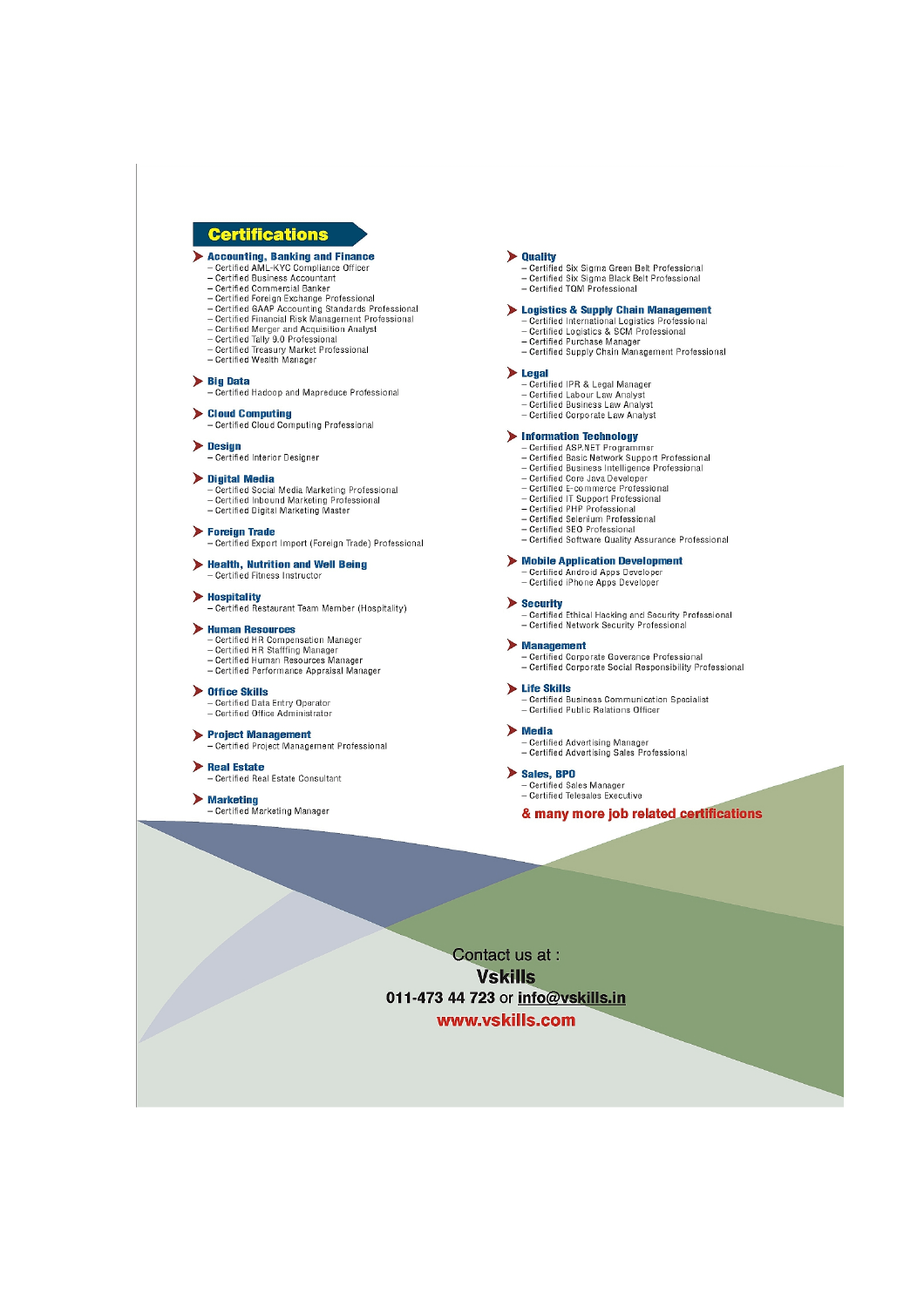# Certifications

### Accounting, Banking and Finance
- Certified AML-KYC Compliance Officer
- Certified Business Accountant
- Certified Commercial Banker
- Certified Foreign Exchange Professional
- Certified GAAP Accounting Standards Professional
- Certified Financial Risk Management Professional
- Certified Merger and Acquisition Analyst
- Certified Tally 9.0 Professional
- Certified Treasury Market Professional
- Certified Wealth Manager

### Big Data
- Certified Hadoop and Mapreduce Professional

### Cloud Computing
- Certified Cloud Computing Professional

### Design
- Certified Interior Designer

### Digital Media
- Certified Social Media Marketing Professional
- Certified Inbound Marketing Professional
- Certified Digital Marketing Master

### Foreign Trade
- Certified Export Import (Foreign Trade) Professional

### Health, Nutrition and Well Being
- Certified Fitness Instructor

### Hospitality
- Certified Restaurant Team Member (Hospitality)

### Human Resources
- Certified HR Compensation Manager
- Certified HR Staffing Manager
- Certified Human Resources Manager
- Certified Performance Appraisal Manager

### Office Skills
- Certified Data Entry Operator
- Certified Office Administrator

### Project Management
- Certified Project Management Professional

### Real Estate
- Certified Real Estate Consultant

### Marketing
- Certified Marketing Manager

### Quality
- Certified Six Sigma Green Belt Professional
- Certified Six Sigma Black Belt Professional
- Certified TQM Professional

### Logistics & Supply Chain Management
- Certified International Logistics Professional
- Certified Logistics & SCM Professional
- Certified Purchase Manager
- Certified Supply Chain Management Professional

### Legal
- Certified IPR & Legal Manager
- Certified Labour Law Analyst
- Certified Business Law Analyst
- Certified Corporate Law Analyst

### Information Technology
- Certified ASP.NET Programmer
- Certified Basic Network Support Professional
- Certified Business Intelligence Professional
- Certified Core Java Developer
- Certified E-commerce Professional
- Certified IT Support Professional
- Certified PHP Professional
- Certified Selenium Professional
- Certified SEO Professional
- Certified Software Quality Assurance Professional

### Mobile Application Development
- Certified Android Apps Developer
- Certified iPhone Apps Developer

### Security
- Certified Ethical Hacking and Security Professional
- Certified Network Security Professional

### Management
- Certified Corporate Goverance Professional
- Certified Corporate Social Responsibility Professional

### Life Skills
- Certified Business Communication Specialist
- Certified Public Relations Officer

### Media
- Certified Advertising Manager
- Certified Advertising Sales Professional

### Sales, BPO
- Certified Sales Manager
- Certified Telesales Executive

**& many more job related certifications**

Contact us at :

**Vskills**

**011-473 44 723 or info@vskills.in**

**www.vskills.com**